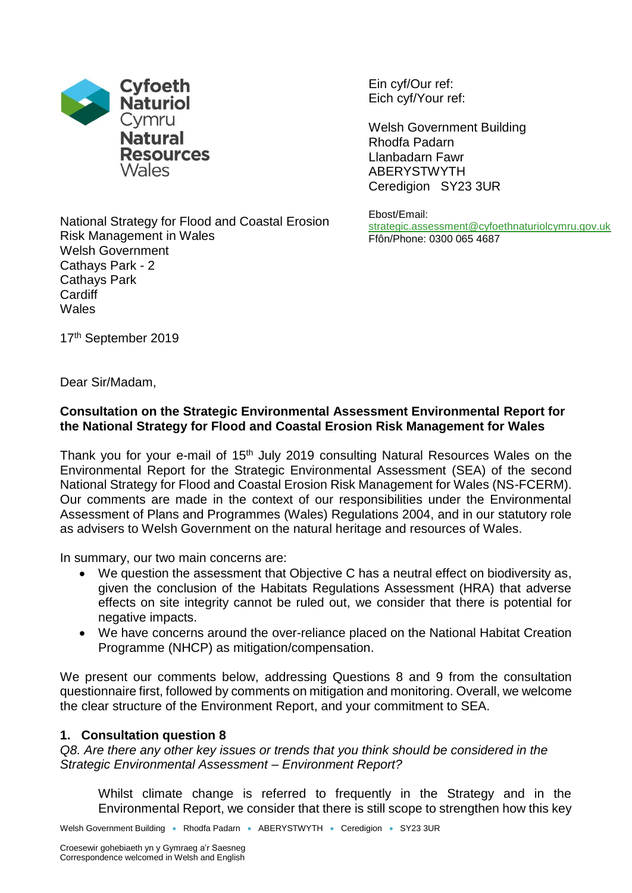Cyfoeth Naturiol Cymru
Natural Resources Wales

Ein cyf/Our ref:
Eich cyf/Your ref:

Welsh Government Building
Rhodfa Padarn
Llanbadarn Fawr
ABERYSTWYTH
Ceredigion SY23 3UR

Ebost/Email:
strategic.assessment@cyfoethnaturiolcymru.gov.uk
Ffôn/Phone: 0300 065 4687

National Strategy for Flood and Coastal Erosion Risk Management in Wales
Welsh Government
Cathays Park - 2
Cathays Park
Cardiff
Wales

17th September 2019

Dear Sir/Madam,

**Consultation on the Strategic Environmental Assessment Environmental Report for the National Strategy for Flood and Coastal Erosion Risk Management for Wales**

Thank you for your e-mail of 15th July 2019 consulting Natural Resources Wales on the Environmental Report for the Strategic Environmental Assessment (SEA) of the second National Strategy for Flood and Coastal Erosion Risk Management for Wales (NS-FCERM). Our comments are made in the context of our responsibilities under the Environmental Assessment of Plans and Programmes (Wales) Regulations 2004, and in our statutory role as advisers to Welsh Government on the natural heritage and resources of Wales.

In summary, our two main concerns are:

- We question the assessment that Objective C has a neutral effect on biodiversity as, given the conclusion of the Habitats Regulations Assessment (HRA) that adverse effects on site integrity cannot be ruled out, we consider that there is potential for negative impacts.
- We have concerns around the over-reliance placed on the National Habitat Creation Programme (NHCP) as mitigation/compensation.

We present our comments below, addressing Questions 8 and 9 from the consultation questionnaire first, followed by comments on mitigation and monitoring. Overall, we welcome the clear structure of the Environment Report, and your commitment to SEA.

## 1. Consultation question 8

*Q8. Are there any other key issues or trends that you think should be considered in the Strategic Environmental Assessment – Environment Report?*

Whilst climate change is referred to frequently in the Strategy and in the Environmental Report, we consider that there is still scope to strengthen how this key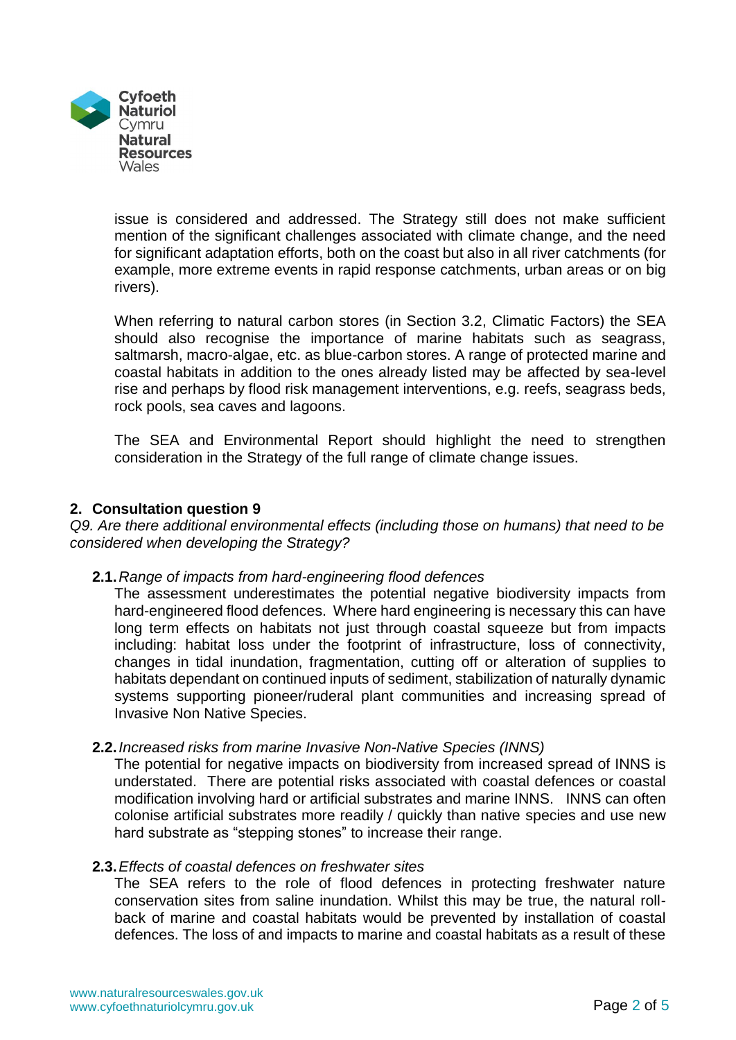issue is considered and addressed. The Strategy still does not make sufficient mention of the significant challenges associated with climate change, and the need for significant adaptation efforts, both on the coast but also in all river catchments (for example, more extreme events in rapid response catchments, urban areas or on big rivers).

When referring to natural carbon stores (in Section 3.2, Climatic Factors) the SEA should also recognise the importance of marine habitats such as seagrass, saltmarsh, macro-algae, etc. as blue-carbon stores. A range of protected marine and coastal habitats in addition to the ones already listed may be affected by sea-level rise and perhaps by flood risk management interventions, e.g. reefs, seagrass beds, rock pools, sea caves and lagoons.

The SEA and Environmental Report should highlight the need to strengthen consideration in the Strategy of the full range of climate change issues.

## 2. Consultation question 9

*Q9. Are there additional environmental effects (including those on humans) that need to be considered when developing the Strategy?*

**2.1.** *Range of impacts from hard-engineering flood defences*

The assessment underestimates the potential negative biodiversity impacts from hard-engineered flood defences. Where hard engineering is necessary this can have long term effects on habitats not just through coastal squeeze but from impacts including: habitat loss under the footprint of infrastructure, loss of connectivity, changes in tidal inundation, fragmentation, cutting off or alteration of supplies to habitats dependant on continued inputs of sediment, stabilization of naturally dynamic systems supporting pioneer/ruderal plant communities and increasing spread of Invasive Non Native Species.

**2.2.** *Increased risks from marine Invasive Non-Native Species (INNS)*

The potential for negative impacts on biodiversity from increased spread of INNS is understated. There are potential risks associated with coastal defences or coastal modification involving hard or artificial substrates and marine INNS. INNS can often colonise artificial substrates more readily / quickly than native species and use new hard substrate as “stepping stones” to increase their range.

**2.3.** *Effects of coastal defences on freshwater sites*

The SEA refers to the role of flood defences in protecting freshwater nature conservation sites from saline inundation. Whilst this may be true, the natural roll-back of marine and coastal habitats would be prevented by installation of coastal defences. The loss of and impacts to marine and coastal habitats as a result of these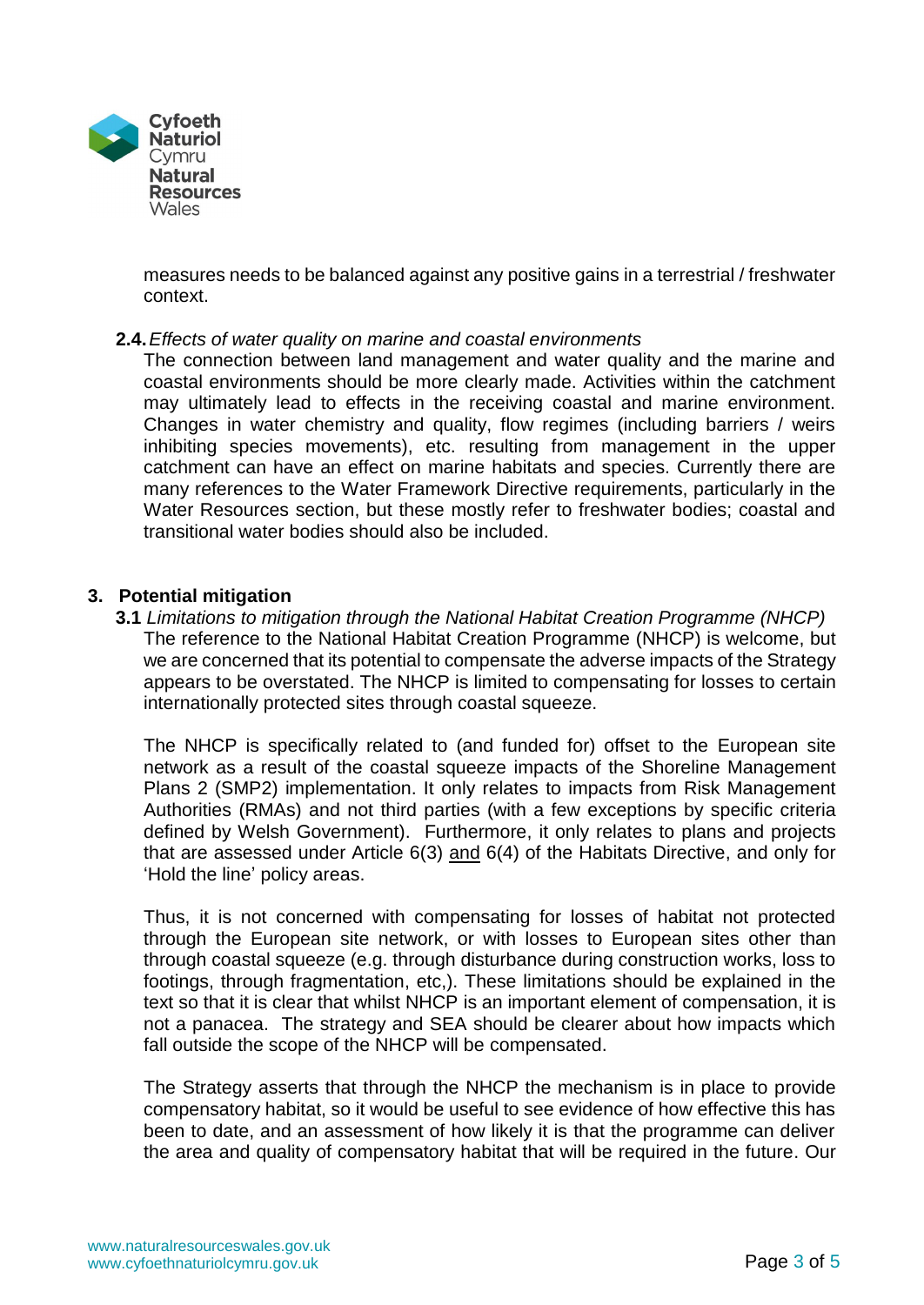measures needs to be balanced against any positive gains in a terrestrial / freshwater context.

**2.4.** *Effects of water quality on marine and coastal environments*

The connection between land management and water quality and the marine and coastal environments should be more clearly made. Activities within the catchment may ultimately lead to effects in the receiving coastal and marine environment. Changes in water chemistry and quality, flow regimes (including barriers / weirs inhibiting species movements), etc. resulting from management in the upper catchment can have an effect on marine habitats and species. Currently there are many references to the Water Framework Directive requirements, particularly in the Water Resources section, but these mostly refer to freshwater bodies; coastal and transitional water bodies should also be included.

## 3. Potential mitigation

**3.1** *Limitations to mitigation through the National Habitat Creation Programme (NHCP)*

The reference to the National Habitat Creation Programme (NHCP) is welcome, but we are concerned that its potential to compensate the adverse impacts of the Strategy appears to be overstated. The NHCP is limited to compensating for losses to certain internationally protected sites through coastal squeeze.

The NHCP is specifically related to (and funded for) offset to the European site network as a result of the coastal squeeze impacts of the Shoreline Management Plans 2 (SMP2) implementation. It only relates to impacts from Risk Management Authorities (RMAs) and not third parties (with a few exceptions by specific criteria defined by Welsh Government). Furthermore, it only relates to plans and projects that are assessed under Article 6(3) and 6(4) of the Habitats Directive, and only for 'Hold the line' policy areas.

Thus, it is not concerned with compensating for losses of habitat not protected through the European site network, or with losses to European sites other than through coastal squeeze (e.g. through disturbance during construction works, loss to footings, through fragmentation, etc,). These limitations should be explained in the text so that it is clear that whilst NHCP is an important element of compensation, it is not a panacea. The strategy and SEA should be clearer about how impacts which fall outside the scope of the NHCP will be compensated.

The Strategy asserts that through the NHCP the mechanism is in place to provide compensatory habitat, so it would be useful to see evidence of how effective this has been to date, and an assessment of how likely it is that the programme can deliver the area and quality of compensatory habitat that will be required in the future. Our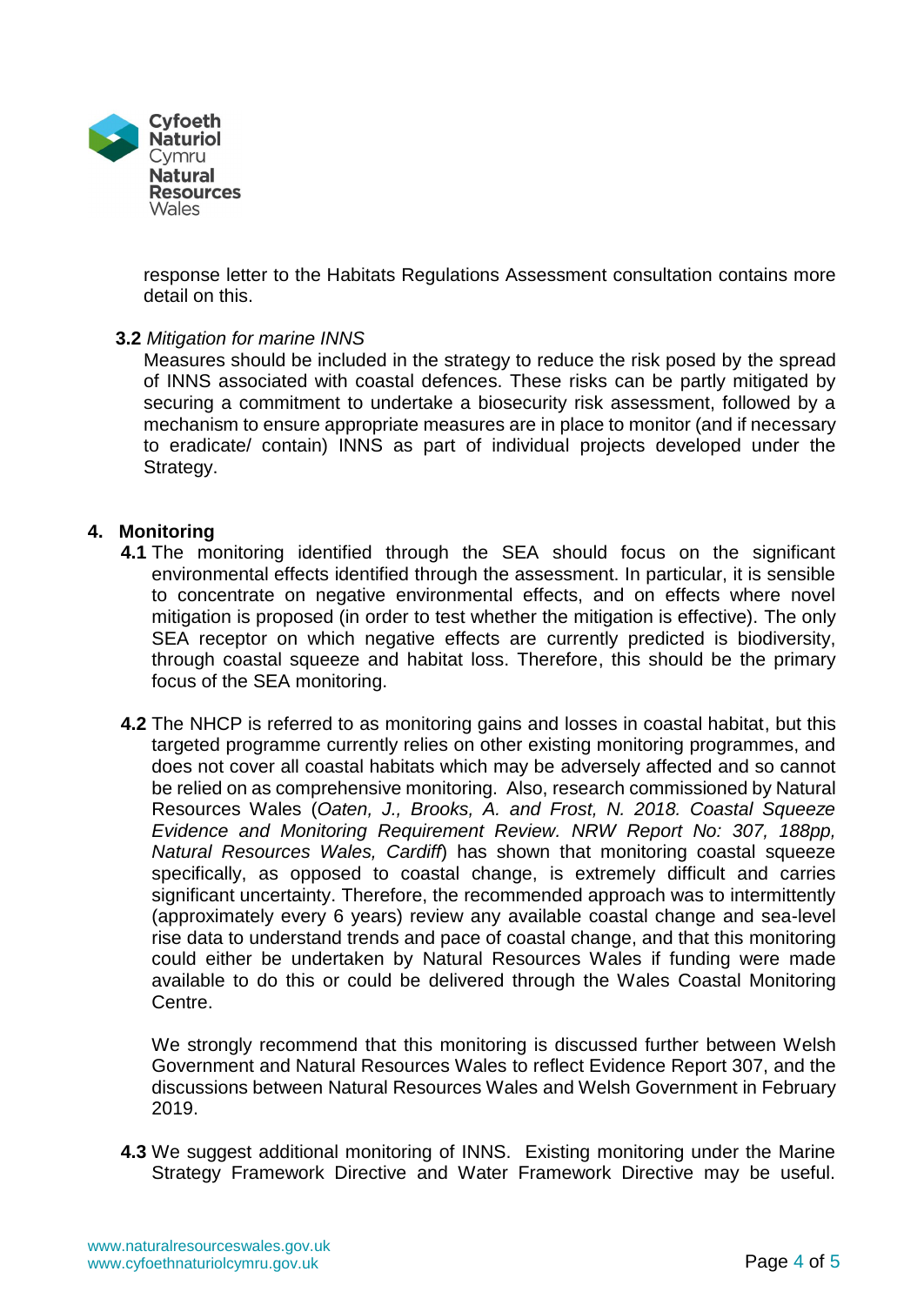response letter to the Habitats Regulations Assessment consultation contains more detail on this.

**3.2** *Mitigation for marine INNS*

Measures should be included in the strategy to reduce the risk posed by the spread of INNS associated with coastal defences. These risks can be partly mitigated by securing a commitment to undertake a biosecurity risk assessment, followed by a mechanism to ensure appropriate measures are in place to monitor (and if necessary to eradicate/ contain) INNS as part of individual projects developed under the Strategy.

## 4. Monitoring

**4.1** The monitoring identified through the SEA should focus on the significant environmental effects identified through the assessment. In particular, it is sensible to concentrate on negative environmental effects, and on effects where novel mitigation is proposed (in order to test whether the mitigation is effective). The only SEA receptor on which negative effects are currently predicted is biodiversity, through coastal squeeze and habitat loss. Therefore, this should be the primary focus of the SEA monitoring.

**4.2** The NHCP is referred to as monitoring gains and losses in coastal habitat, but this targeted programme currently relies on other existing monitoring programmes, and does not cover all coastal habitats which may be adversely affected and so cannot be relied on as comprehensive monitoring. Also, research commissioned by Natural Resources Wales (*Oaten, J., Brooks, A. and Frost, N. 2018. Coastal Squeeze Evidence and Monitoring Requirement Review. NRW Report No: 307, 188pp, Natural Resources Wales, Cardiff*) has shown that monitoring coastal squeeze specifically, as opposed to coastal change, is extremely difficult and carries significant uncertainty. Therefore, the recommended approach was to intermittently (approximately every 6 years) review any available coastal change and sea-level rise data to understand trends and pace of coastal change, and that this monitoring could either be undertaken by Natural Resources Wales if funding were made available to do this or could be delivered through the Wales Coastal Monitoring Centre.

We strongly recommend that this monitoring is discussed further between Welsh Government and Natural Resources Wales to reflect Evidence Report 307, and the discussions between Natural Resources Wales and Welsh Government in February 2019.

**4.3** We suggest additional monitoring of INNS. Existing monitoring under the Marine Strategy Framework Directive and Water Framework Directive may be useful.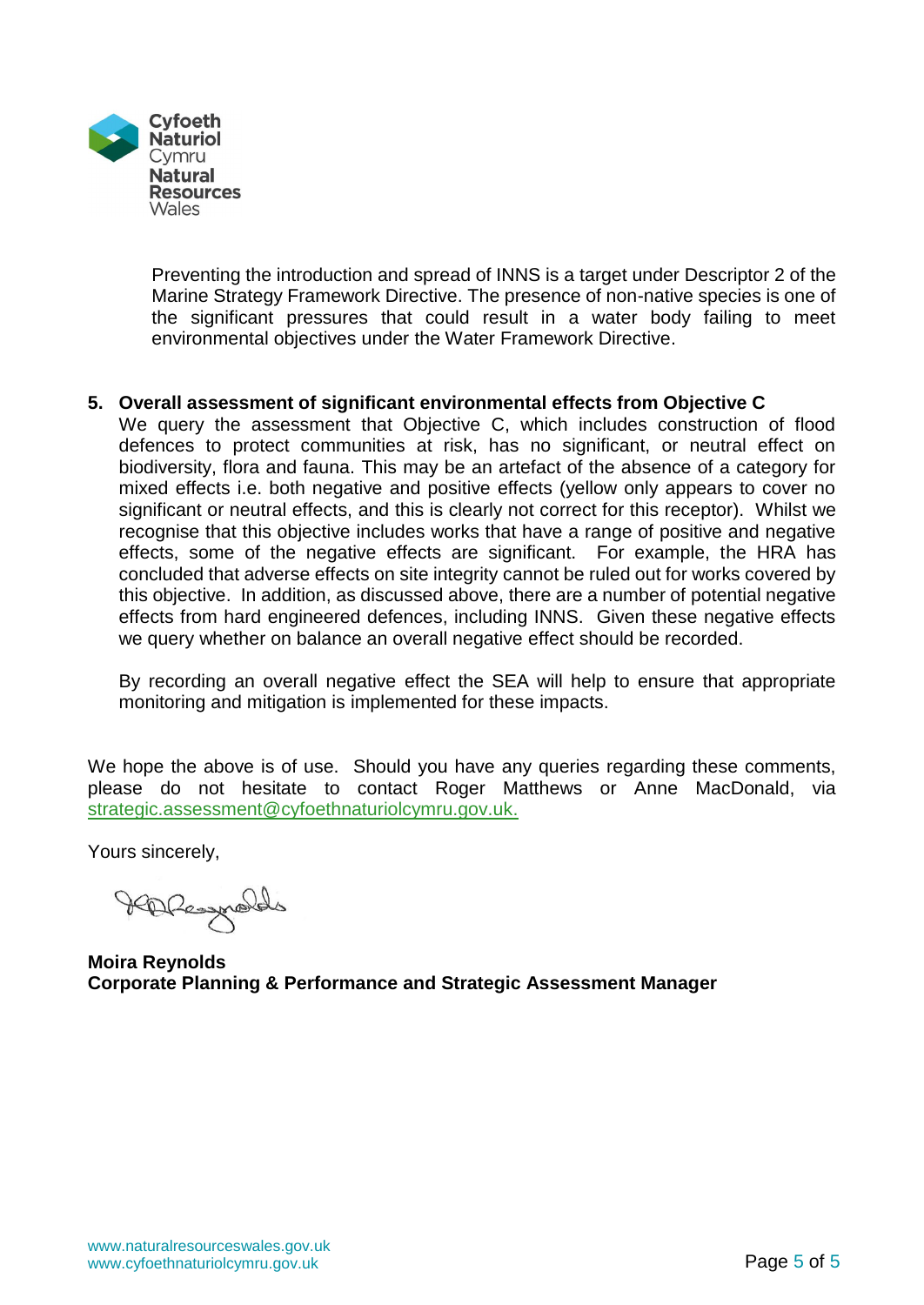Preventing the introduction and spread of INNS is a target under Descriptor 2 of the Marine Strategy Framework Directive. The presence of non-native species is one of the significant pressures that could result in a water body failing to meet environmental objectives under the Water Framework Directive.

**5. Overall assessment of significant environmental effects from Objective C**

We query the assessment that Objective C, which includes construction of flood defences to protect communities at risk, has no significant, or neutral effect on biodiversity, flora and fauna. This may be an artefact of the absence of a category for mixed effects i.e. both negative and positive effects (yellow only appears to cover no significant or neutral effects, and this is clearly not correct for this receptor). Whilst we recognise that this objective includes works that have a range of positive and negative effects, some of the negative effects are significant. For example, the HRA has concluded that adverse effects on site integrity cannot be ruled out for works covered by this objective. In addition, as discussed above, there are a number of potential negative effects from hard engineered defences, including INNS. Given these negative effects we query whether on balance an overall negative effect should be recorded.

By recording an overall negative effect the SEA will help to ensure that appropriate monitoring and mitigation is implemented for these impacts.

We hope the above is of use. Should you have any queries regarding these comments, please do not hesitate to contact Roger Matthews or Anne MacDonald, via strategic.assessment@cyfoethnaturiolcymru.gov.uk.

Yours sincerely,

**Moira Reynolds**
**Corporate Planning & Performance and Strategic Assessment Manager**